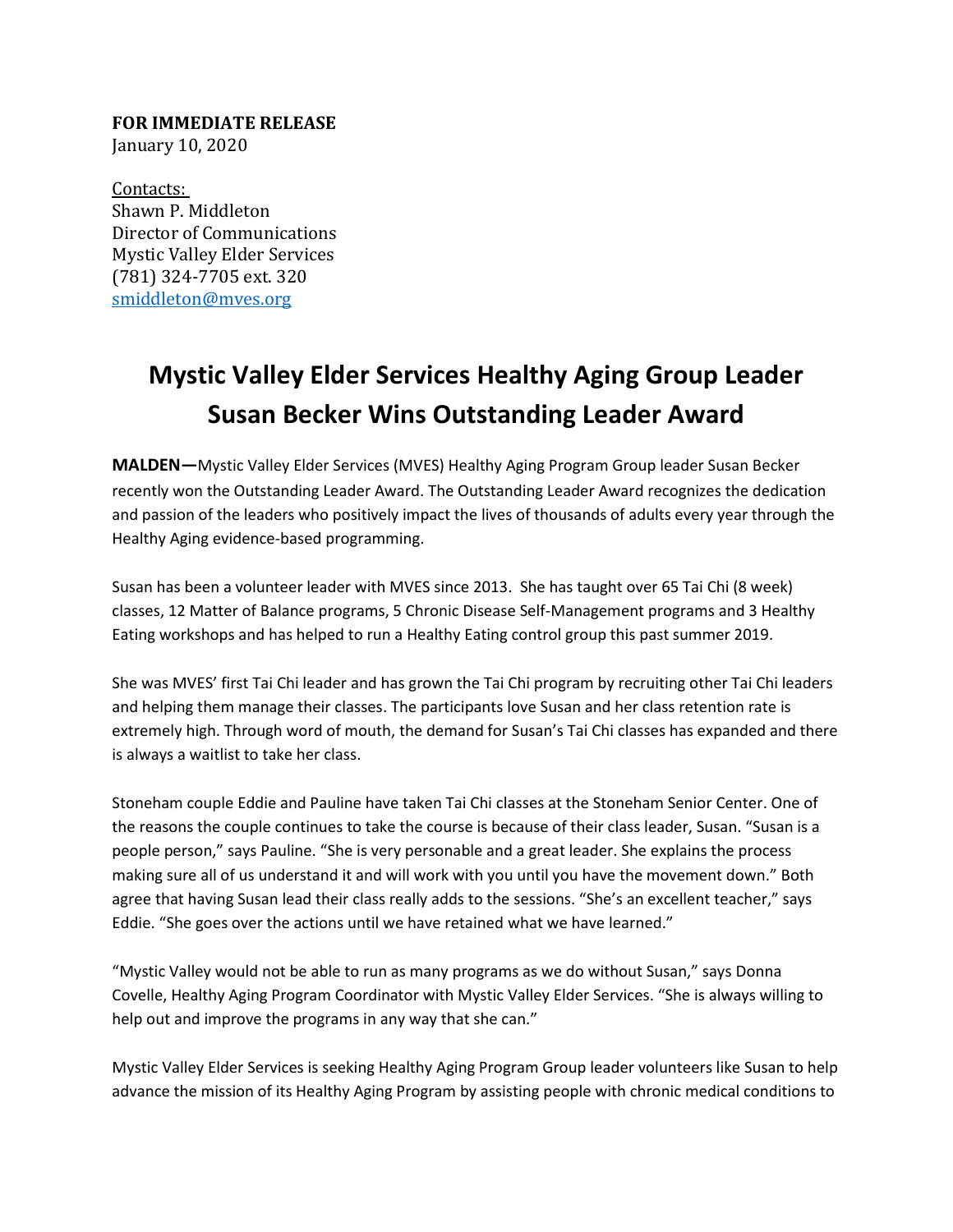**FOR IMMEDIATE RELEASE**
January 10, 2020

Contacts:
Shawn P. Middleton
Director of Communications
Mystic Valley Elder Services
(781) 324-7705 ext. 320
smiddleton@mves.org

# Mystic Valley Elder Services Healthy Aging Group Leader Susan Becker Wins Outstanding Leader Award

**MALDEN—**Mystic Valley Elder Services (MVES) Healthy Aging Program Group leader Susan Becker recently won the Outstanding Leader Award. The Outstanding Leader Award recognizes the dedication and passion of the leaders who positively impact the lives of thousands of adults every year through the Healthy Aging evidence-based programming.

Susan has been a volunteer leader with MVES since 2013. She has taught over 65 Tai Chi (8 week) classes, 12 Matter of Balance programs, 5 Chronic Disease Self-Management programs and 3 Healthy Eating workshops and has helped to run a Healthy Eating control group this past summer 2019.

She was MVES' first Tai Chi leader and has grown the Tai Chi program by recruiting other Tai Chi leaders and helping them manage their classes. The participants love Susan and her class retention rate is extremely high. Through word of mouth, the demand for Susan's Tai Chi classes has expanded and there is always a waitlist to take her class.

Stoneham couple Eddie and Pauline have taken Tai Chi classes at the Stoneham Senior Center. One of the reasons the couple continues to take the course is because of their class leader, Susan. "Susan is a people person," says Pauline. "She is very personable and a great leader. She explains the process making sure all of us understand it and will work with you until you have the movement down." Both agree that having Susan lead their class really adds to the sessions. "She's an excellent teacher," says Eddie. "She goes over the actions until we have retained what we have learned."

"Mystic Valley would not be able to run as many programs as we do without Susan," says Donna Covelle, Healthy Aging Program Coordinator with Mystic Valley Elder Services. "She is always willing to help out and improve the programs in any way that she can."

Mystic Valley Elder Services is seeking Healthy Aging Program Group leader volunteers like Susan to help advance the mission of its Healthy Aging Program by assisting people with chronic medical conditions to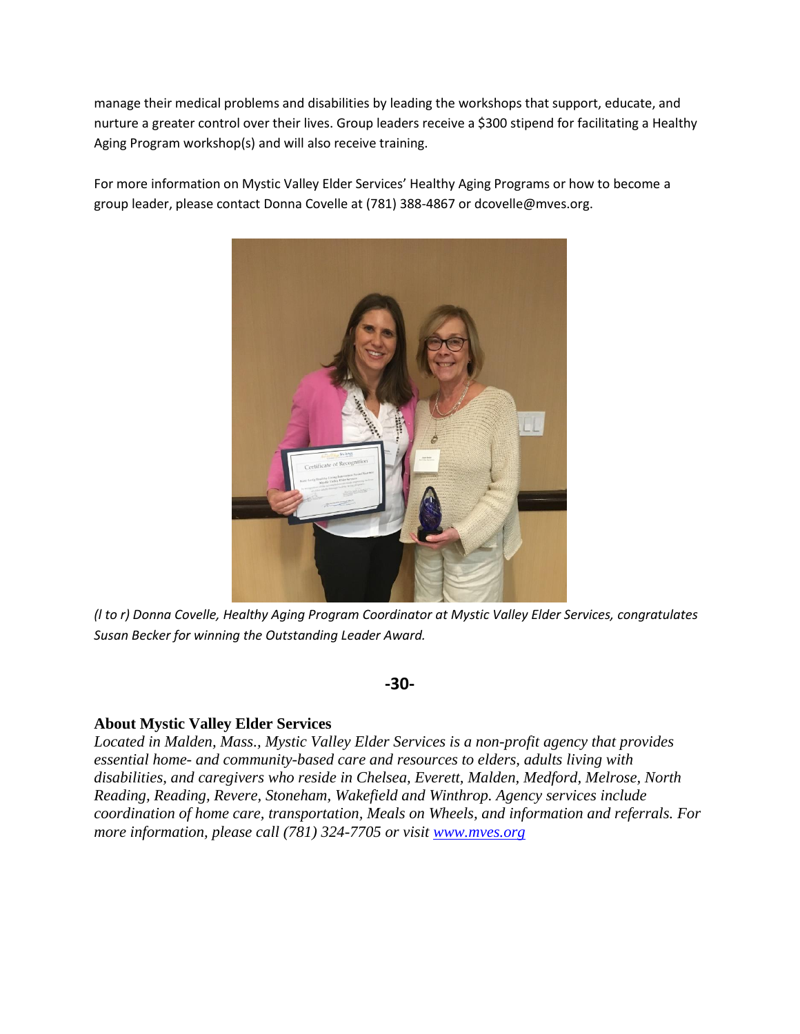manage their medical problems and disabilities by leading the workshops that support, educate, and nurture a greater control over their lives. Group leaders receive a $300 stipend for facilitating a Healthy Aging Program workshop(s) and will also receive training.

For more information on Mystic Valley Elder Services' Healthy Aging Programs or how to become a group leader, please contact Donna Covelle at (781) 388-4867 or dcovelle@mves.org.

*(l to r) Donna Covelle, Healthy Aging Program Coordinator at Mystic Valley Elder Services, congratulates Susan Becker for winning the Outstanding Leader Award.*

**-30-**

**About Mystic Valley Elder Services**

*Located in Malden, Mass., Mystic Valley Elder Services is a non-profit agency that provides essential home- and community-based care and resources to elders, adults living with disabilities, and caregivers who reside in Chelsea, Everett, Malden, Medford, Melrose, North Reading, Reading, Revere, Stoneham, Wakefield and Winthrop. Agency services include coordination of home care, transportation, Meals on Wheels, and information and referrals. For more information, please call (781) 324-7705 or visit [www.mves.org](http://www.mves.org)*